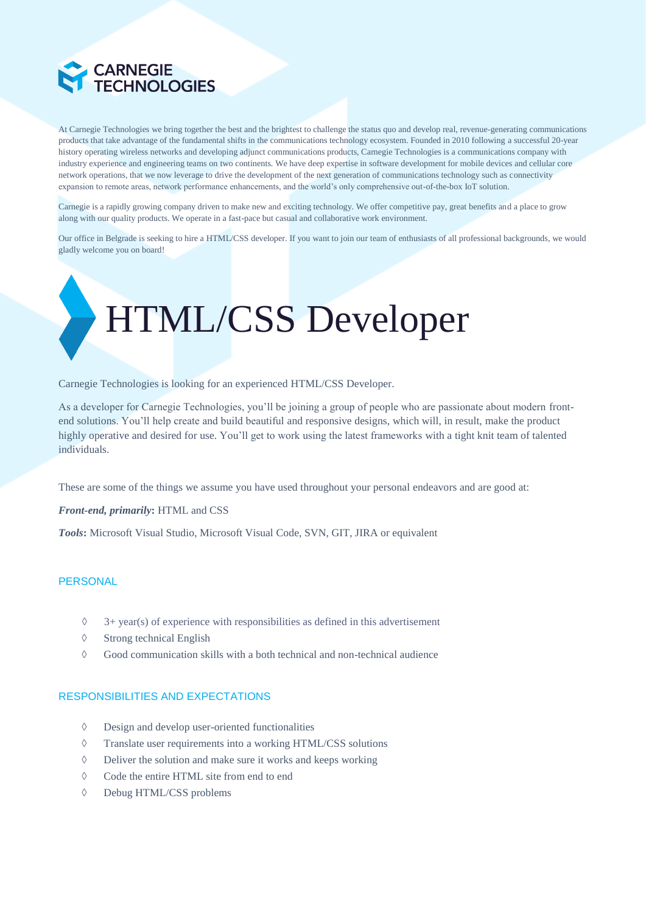# CARNEGIE TECHNOLOGIES

At Carnegie Technologies we bring together the best and the brightest to challenge the status quo and develop real, revenue-generating communications products that take advantage of the fundamental shifts in the communications technology ecosystem. Founded in 2010 following a successful 20-year history operating wireless networks and developing adjunct communications products, Carnegie Technologies is a communications company with industry experience and engineering teams on two continents. We have deep expertise in software development for mobile devices and cellular core network operations, that we now leverage to drive the development of the next generation of communications technology such as connectivity expansion to remote areas, network performance enhancements, and the world's only comprehensive out-of-the-box IoT solution.

Carnegie is a rapidly growing company driven to make new and exciting technology. We offer competitive pay, great benefits and a place to grow along with our quality products. We operate in a fast-pace but casual and collaborative work environment.

Our office in Belgrade is seeking to hire a HTML/CSS developer. If you want to join our team of enthusiasts of all professional backgrounds, we would gladly welcome you on board!

# HTML/CSS Developer

Carnegie Technologies is looking for an experienced HTML/CSS Developer.

As a developer for Carnegie Technologies, you'll be joining a group of people who are passionate about modern front-end solutions. You'll help create and build beautiful and responsive designs, which will, in result, make the product highly operative and desired for use. You'll get to work using the latest frameworks with a tight knit team of talented individuals.

These are some of the things we assume you have used throughout your personal endeavors and are good at:

***Front-end, primarily*:** HTML and CSS

***Tools*:** Microsoft Visual Studio, Microsoft Visual Code, SVN, GIT, JIRA or equivalent

## PERSONAL

- 3+ year(s) of experience with responsibilities as defined in this advertisement
- Strong technical English
- Good communication skills with a both technical and non-technical audience

## RESPONSIBILITIES AND EXPECTATIONS

- Design and develop user-oriented functionalities
- Translate user requirements into a working HTML/CSS solutions
- Deliver the solution and make sure it works and keeps working
- Code the entire HTML site from end to end
- Debug HTML/CSS problems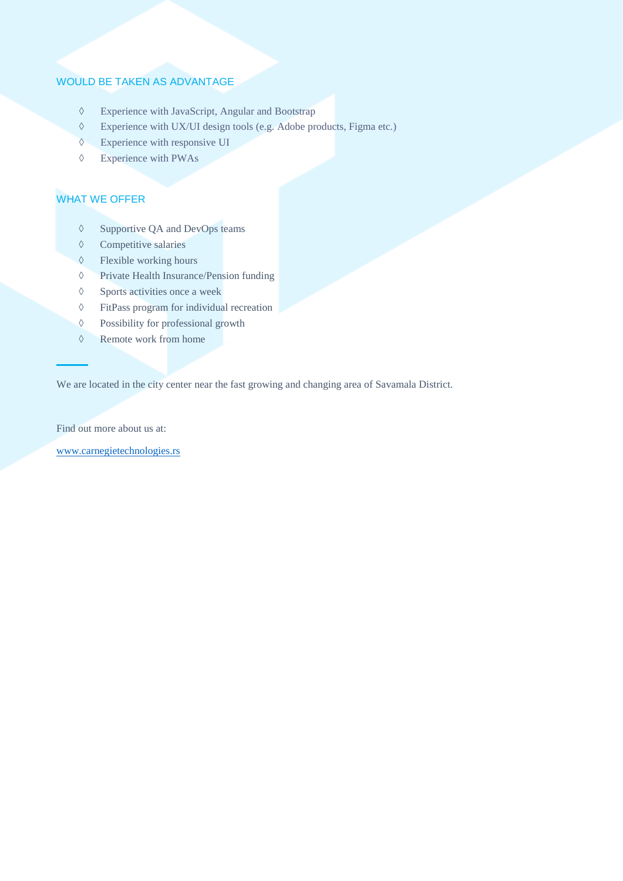## WOULD BE TAKEN AS ADVANTAGE

- Experience with JavaScript, Angular and Bootstrap
- Experience with UX/UI design tools (e.g. Adobe products, Figma etc.)
- Experience with responsive UI
- Experience with PWAs

## WHAT WE OFFER

- Supportive QA and DevOps teams
- Competitive salaries
- Flexible working hours
- Private Health Insurance/Pension funding
- Sports activities once a week
- FitPass program for individual recreation
- Possibility for professional growth
- Remote work from home

---

We are located in the city center near the fast growing and changing area of Savamala District.

Find out more about us at:

[www.carnegietechnologies.rs](www.carnegietechnologies.rs)